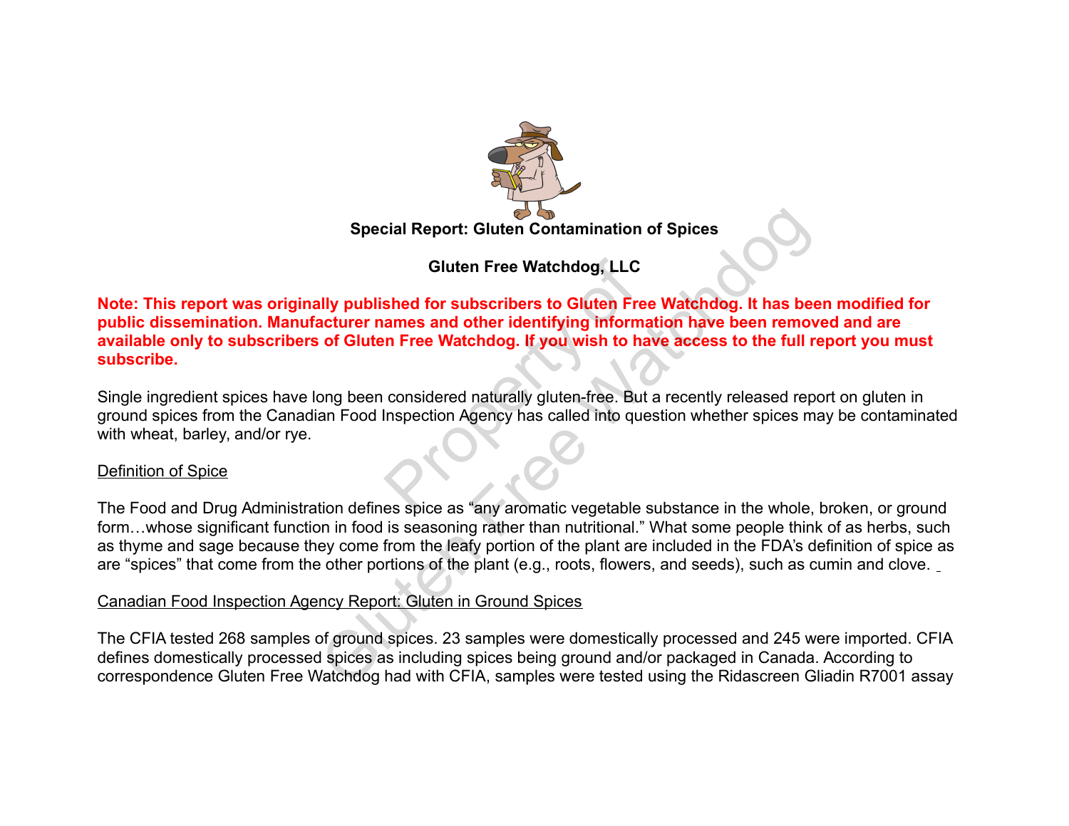**Special Report: Gluten Contamination of Spices**

**Gluten Free Watchdog, LLC**

**Note: This report was originally published for subscribers to Gluten Free Watchdog. It has been modified for public dissemination. Manufacturer names and other identifying information have been removed and are available only to subscribers of Gluten Free Watchdog. If you wish to have access to the full report you must subscribe.**

Single ingredient spices have long been considered naturally gluten-free. But a recently released report on gluten in ground spices from the Canadian Food Inspection Agency has called into question whether spices may be contaminated with wheat, barley, and/or rye.

Definition of Spice

The Food and Drug Administration defines spice as "any aromatic vegetable substance in the whole, broken, or ground form…whose significant function in food is seasoning rather than nutritional." What some people think of as herbs, such as thyme and sage because they come from the leafy portion of the plant are included in the FDA's definition of spice as are "spices" that come from the other portions of the plant (e.g., roots, flowers, and seeds), such as cumin and clove.

Canadian Food Inspection Agency Report: Gluten in Ground Spices

The CFIA tested 268 samples of ground spices. 23 samples were domestically processed and 245 were imported. CFIA defines domestically processed spices as including spices being ground and/or packaged in Canada. According to correspondence Gluten Free Watchdog had with CFIA, samples were tested using the Ridascreen Gliadin R7001 assay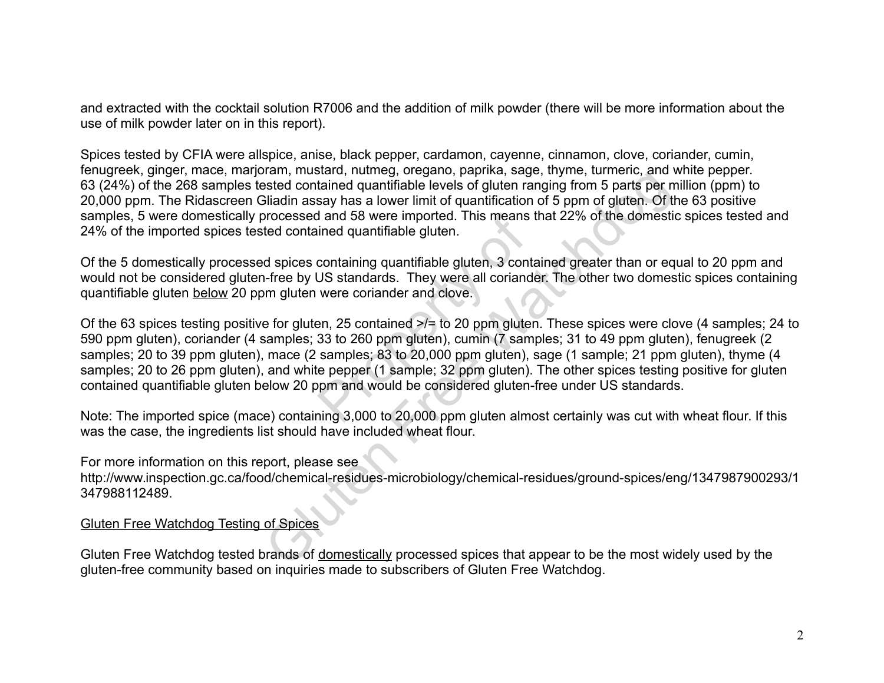and extracted with the cocktail solution R7006 and the addition of milk powder (there will be more information about the use of milk powder later on in this report).

Spices tested by CFIA were allspice, anise, black pepper, cardamon, cayenne, cinnamon, clove, coriander, cumin, fenugreek, ginger, mace, marjoram, mustard, nutmeg, oregano, paprika, sage, thyme, turmeric, and white pepper. 63 (24%) of the 268 samples tested contained quantifiable levels of gluten ranging from 5 parts per million (ppm) to 20,000 ppm. The Ridascreen Gliadin assay has a lower limit of quantification of 5 ppm of gluten. Of the 63 positive samples, 5 were domestically processed and 58 were imported. This means that 22% of the domestic spices tested and 24% of the imported spices tested contained quantifiable gluten.

Of the 5 domestically processed spices containing quantifiable gluten, 3 contained greater than or equal to 20 ppm and would not be considered gluten-free by US standards. They were all coriander. The other two domestic spices containing quantifiable gluten <u>below</u> 20 ppm gluten were coriander and clove.

Of the 63 spices testing positive for gluten, 25 contained >/= to 20 ppm gluten. These spices were clove (4 samples; 24 to 590 ppm gluten), coriander (4 samples; 33 to 260 ppm gluten), cumin (7 samples; 31 to 49 ppm gluten), fenugreek (2 samples; 20 to 39 ppm gluten), mace (2 samples; 83 to 20,000 ppm gluten), sage (1 sample; 21 ppm gluten), thyme (4 samples; 20 to 26 ppm gluten), and white pepper (1 sample; 32 ppm gluten). The other spices testing positive for gluten contained quantifiable gluten below 20 ppm and would be considered gluten-free under US standards.

Note: The imported spice (mace) containing 3,000 to 20,000 ppm gluten almost certainly was cut with wheat flour. If this was the case, the ingredients list should have included wheat flour.

For more information on this report, please see http://www.inspection.gc.ca/food/chemical-residues-microbiology/chemical-residues/ground-spices/eng/1347987900293/1347988112489.

<u>Gluten Free Watchdog Testing of Spices</u>

Gluten Free Watchdog tested brands of <u>domestically</u> processed spices that appear to be the most widely used by the gluten-free community based on inquiries made to subscribers of Gluten Free Watchdog.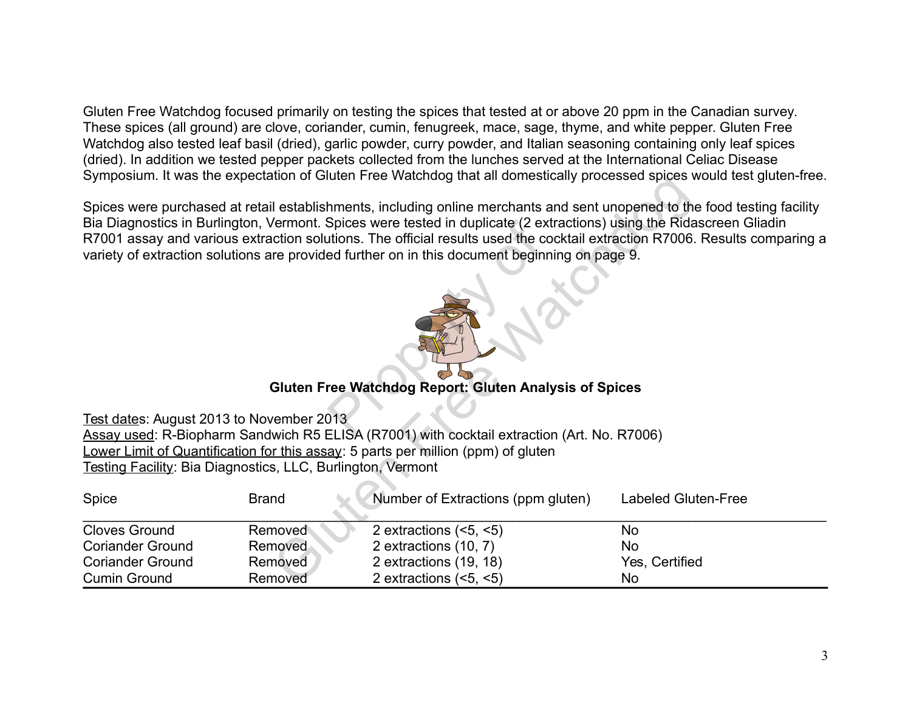Gluten Free Watchdog focused primarily on testing the spices that tested at or above 20 ppm in the Canadian survey. These spices (all ground) are clove, coriander, cumin, fenugreek, mace, sage, thyme, and white pepper. Gluten Free Watchdog also tested leaf basil (dried), garlic powder, curry powder, and Italian seasoning containing only leaf spices (dried). In addition we tested pepper packets collected from the lunches served at the International Celiac Disease Symposium. It was the expectation of Gluten Free Watchdog that all domestically processed spices would test gluten-free.

Spices were purchased at retail establishments, including online merchants and sent unopened to the food testing facility Bia Diagnostics in Burlington, Vermont. Spices were tested in duplicate (2 extractions) using the Ridascreen Gliadin R7001 assay and various extraction solutions. The official results used the cocktail extraction R7006. Results comparing a variety of extraction solutions are provided further on in this document beginning on page 9.

**Gluten Free Watchdog Report: Gluten Analysis of Spices**

Test dates: August 2013 to November 2013
Assay used: R-Biopharm Sandwich R5 ELISA (R7001) with cocktail extraction (Art. No. R7006)
Lower Limit of Quantification for this assay: 5 parts per million (ppm) of gluten
Testing Facility: Bia Diagnostics, LLC, Burlington, Vermont

| Spice | Brand | Number of Extractions (ppm gluten) | Labeled Gluten-Free |
| --- | --- | --- | --- |
| Cloves Ground | Removed | 2 extractions (<5, <5) | No |
| Coriander Ground | Removed | 2 extractions (10, 7) | No |
| Coriander Ground | Removed | 2 extractions (19, 18) | Yes, Certified |
| Cumin Ground | Removed | 2 extractions (<5, <5) | No |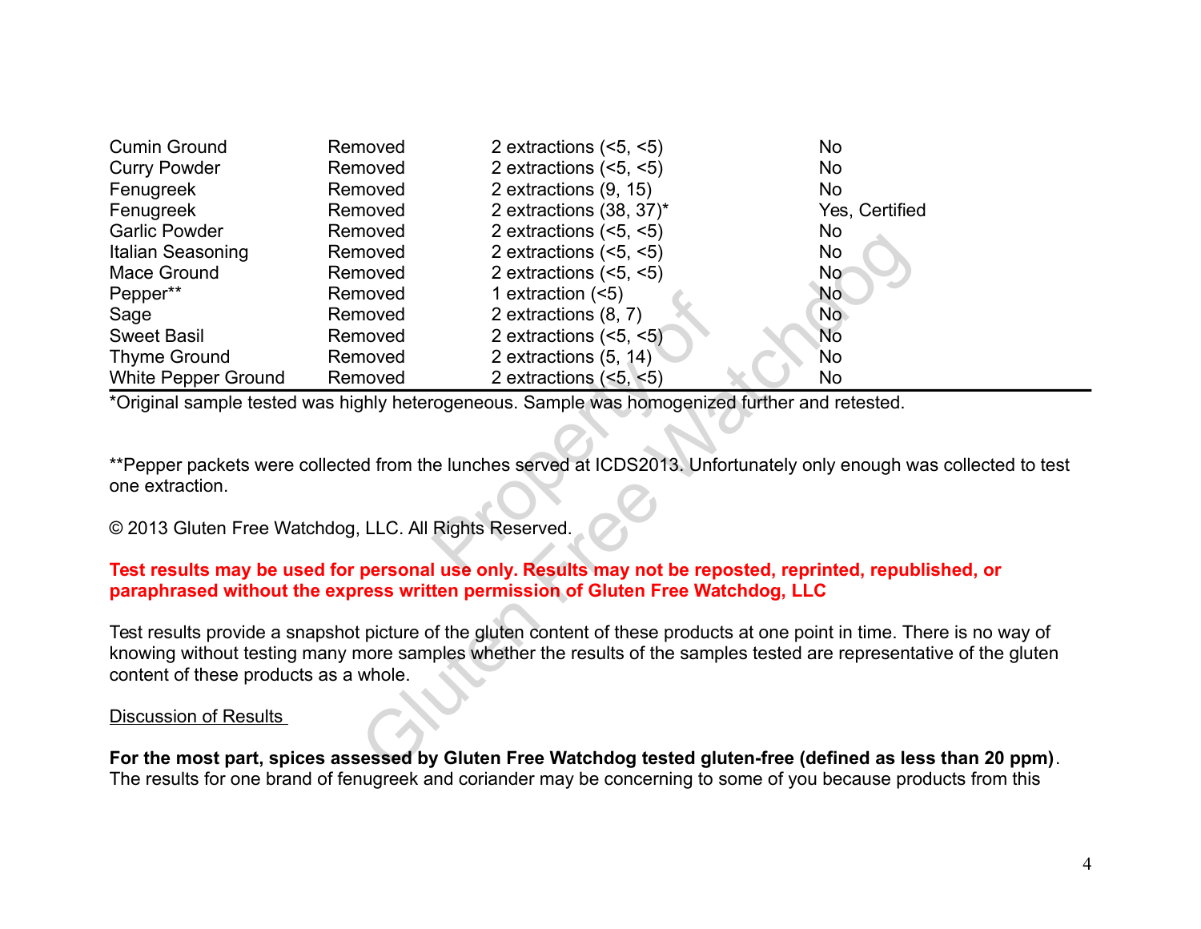| | | | |
|---|---|---|---|
| Cumin Ground | Removed | 2 extractions (<5, <5) | No |
| Curry Powder | Removed | 2 extractions (<5, <5) | No |
| Fenugreek | Removed | 2 extractions (9, 15) | No |
| Fenugreek | Removed | 2 extractions (38, 37)* | Yes, Certified |
| Garlic Powder | Removed | 2 extractions (<5, <5) | No |
| Italian Seasoning | Removed | 2 extractions (<5, <5) | No |
| Mace Ground | Removed | 2 extractions (<5, <5) | No |
| Pepper** | Removed | 1 extraction (<5) | No |
| Sage | Removed | 2 extractions (8, 7) | No |
| Sweet Basil | Removed | 2 extractions (<5, <5) | No |
| Thyme Ground | Removed | 2 extractions (5, 14) | No |
| White Pepper Ground | Removed | 2 extractions (<5, <5) | No |

*Original sample tested was highly heterogeneous. Sample was homogenized further and retested.

**Pepper packets were collected from the lunches served at ICDS2013. Unfortunately only enough was collected to test one extraction.

© 2013 Gluten Free Watchdog, LLC. All Rights Reserved.

**Test results may be used for personal use only. Results may not be reposted, reprinted, republished, or paraphrased without the express written permission of Gluten Free Watchdog, LLC**

Test results provide a snapshot picture of the gluten content of these products at one point in time. There is no way of knowing without testing many more samples whether the results of the samples tested are representative of the gluten content of these products as a whole.

<u>Discussion of Results</u>

**For the most part, spices assessed by Gluten Free Watchdog tested gluten-free (defined as less than 20 ppm)**. The results for one brand of fenugreek and coriander may be concerning to some of you because products from this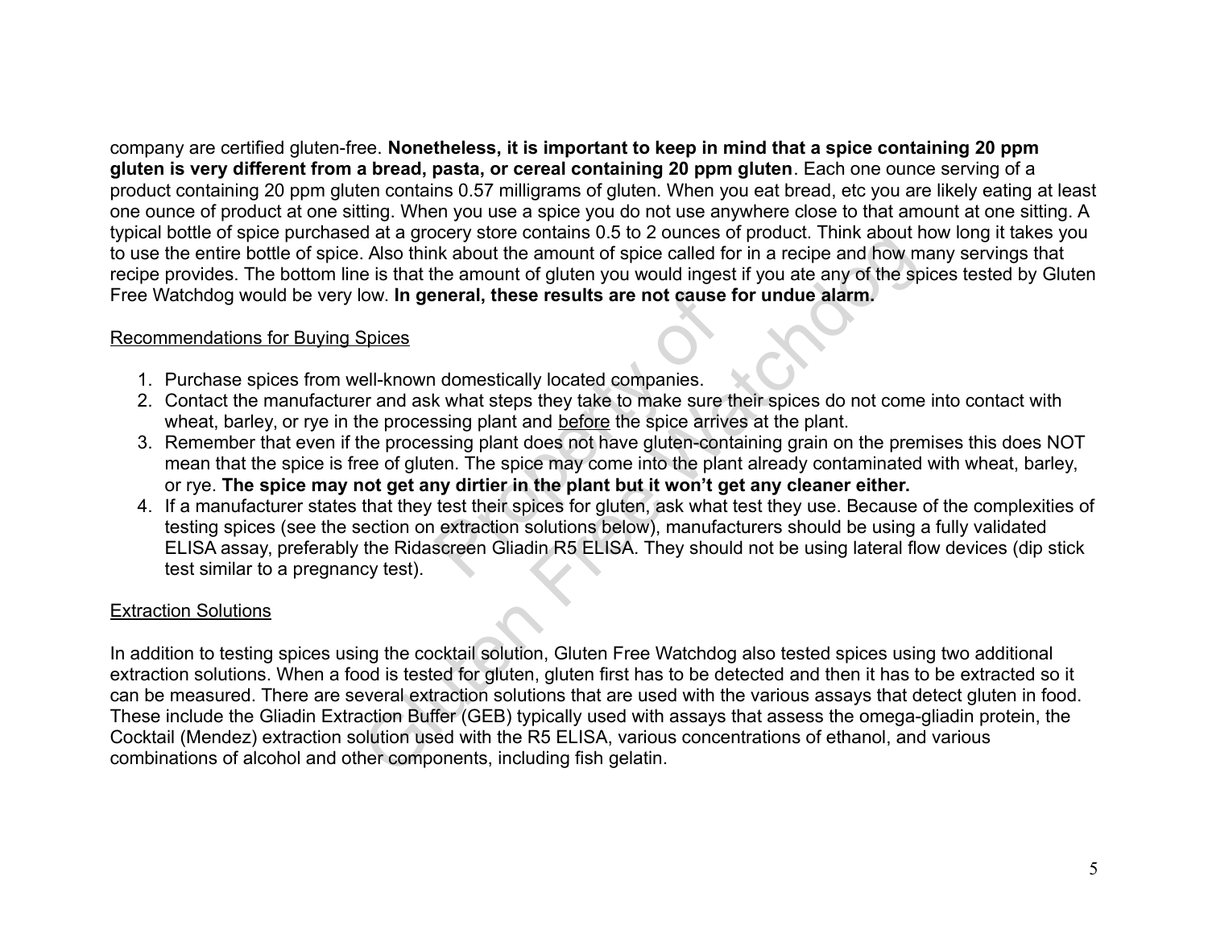company are certified gluten-free. **Nonetheless, it is important to keep in mind that a spice containing 20 ppm gluten is very different from a bread, pasta, or cereal containing 20 ppm gluten**. Each one ounce serving of a product containing 20 ppm gluten contains 0.57 milligrams of gluten. When you eat bread, etc you are likely eating at least one ounce of product at one sitting. When you use a spice you do not use anywhere close to that amount at one sitting. A typical bottle of spice purchased at a grocery store contains 0.5 to 2 ounces of product. Think about how long it takes you to use the entire bottle of spice. Also think about the amount of spice called for in a recipe and how many servings that recipe provides. The bottom line is that the amount of gluten you would ingest if you ate any of the spices tested by Gluten Free Watchdog would be very low. **In general, these results are not cause for undue alarm.**

Recommendations for Buying Spices

1. Purchase spices from well-known domestically located companies.
2. Contact the manufacturer and ask what steps they take to make sure their spices do not come into contact with wheat, barley, or rye in the processing plant and before the spice arrives at the plant.
3. Remember that even if the processing plant does not have gluten-containing grain on the premises this does NOT mean that the spice is free of gluten. The spice may come into the plant already contaminated with wheat, barley, or rye. **The spice may not get any dirtier in the plant but it won't get any cleaner either.**
4. If a manufacturer states that they test their spices for gluten, ask what test they use. Because of the complexities of testing spices (see the section on extraction solutions below), manufacturers should be using a fully validated ELISA assay, preferably the Ridascreen Gliadin R5 ELISA. They should not be using lateral flow devices (dip stick test similar to a pregnancy test).

Extraction Solutions

In addition to testing spices using the cocktail solution, Gluten Free Watchdog also tested spices using two additional extraction solutions. When a food is tested for gluten, gluten first has to be detected and then it has to be extracted so it can be measured. There are several extraction solutions that are used with the various assays that detect gluten in food. These include the Gliadin Extraction Buffer (GEB) typically used with assays that assess the omega-gliadin protein, the Cocktail (Mendez) extraction solution used with the R5 ELISA, various concentrations of ethanol, and various combinations of alcohol and other components, including fish gelatin.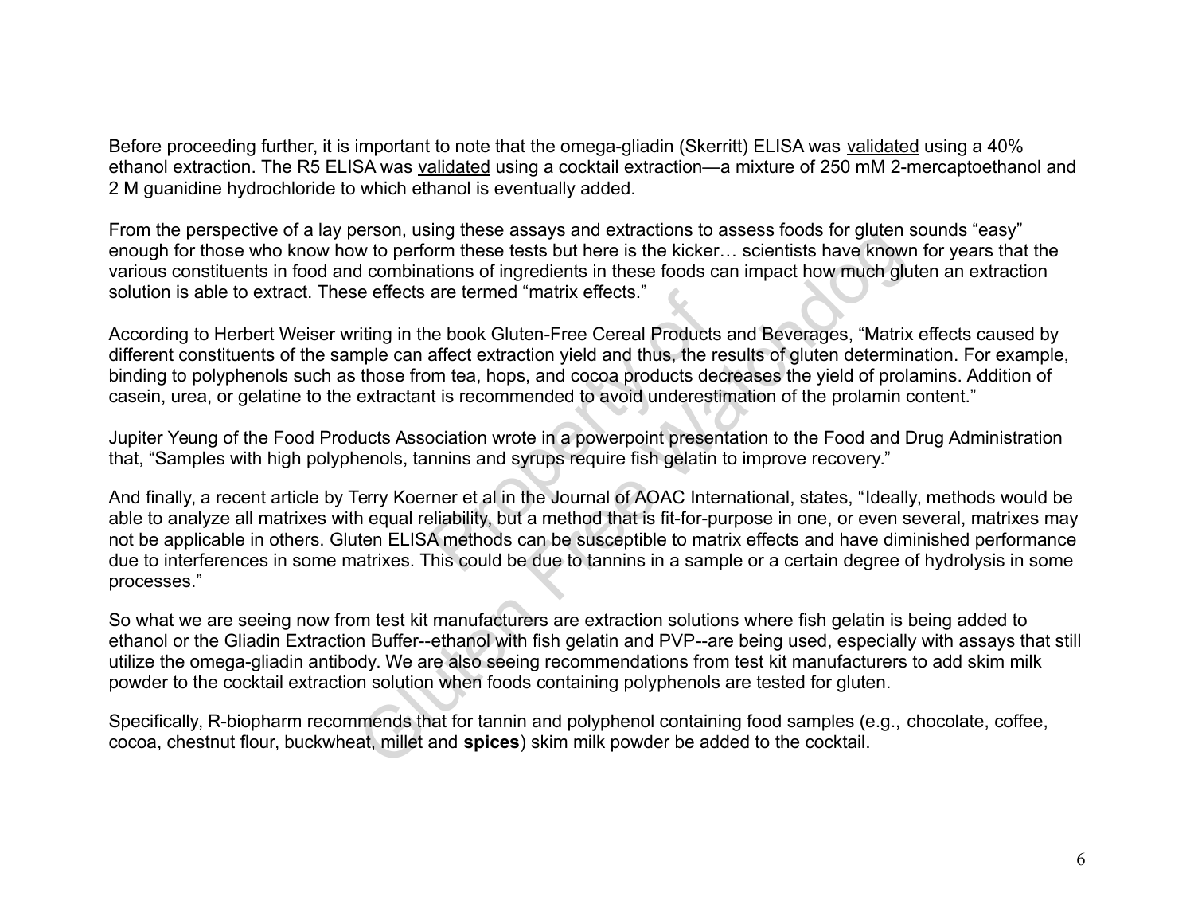Before proceeding further, it is important to note that the omega-gliadin (Skerritt) ELISA was <u>validated</u> using a 40% ethanol extraction. The R5 ELISA was <u>validated</u> using a cocktail extraction—a mixture of 250 mM 2-mercaptoethanol and 2 M guanidine hydrochloride to which ethanol is eventually added.

From the perspective of a lay person, using these assays and extractions to assess foods for gluten sounds "easy" enough for those who know how to perform these tests but here is the kicker… scientists have known for years that the various constituents in food and combinations of ingredients in these foods can impact how much gluten an extraction solution is able to extract. These effects are termed "matrix effects."

According to Herbert Weiser writing in the book Gluten-Free Cereal Products and Beverages, "Matrix effects caused by different constituents of the sample can affect extraction yield and thus, the results of gluten determination. For example, binding to polyphenols such as those from tea, hops, and cocoa products decreases the yield of prolamins. Addition of casein, urea, or gelatine to the extractant is recommended to avoid underestimation of the prolamin content."

Jupiter Yeung of the Food Products Association wrote in a powerpoint presentation to the Food and Drug Administration that, "Samples with high polyphenols, tannins and syrups require fish gelatin to improve recovery."

And finally, a recent article by Terry Koerner et al in the Journal of AOAC International, states, "Ideally, methods would be able to analyze all matrixes with equal reliability, but a method that is fit-for-purpose in one, or even several, matrixes may not be applicable in others. Gluten ELISA methods can be susceptible to matrix effects and have diminished performance due to interferences in some matrixes. This could be due to tannins in a sample or a certain degree of hydrolysis in some processes."

So what we are seeing now from test kit manufacturers are extraction solutions where fish gelatin is being added to ethanol or the Gliadin Extraction Buffer--ethanol with fish gelatin and PVP--are being used, especially with assays that still utilize the omega-gliadin antibody. We are also seeing recommendations from test kit manufacturers to add skim milk powder to the cocktail extraction solution when foods containing polyphenols are tested for gluten.

Specifically, R-biopharm recommends that for tannin and polyphenol containing food samples (e.g., chocolate, coffee, cocoa, chestnut flour, buckwheat, millet and **spices**) skim milk powder be added to the cocktail.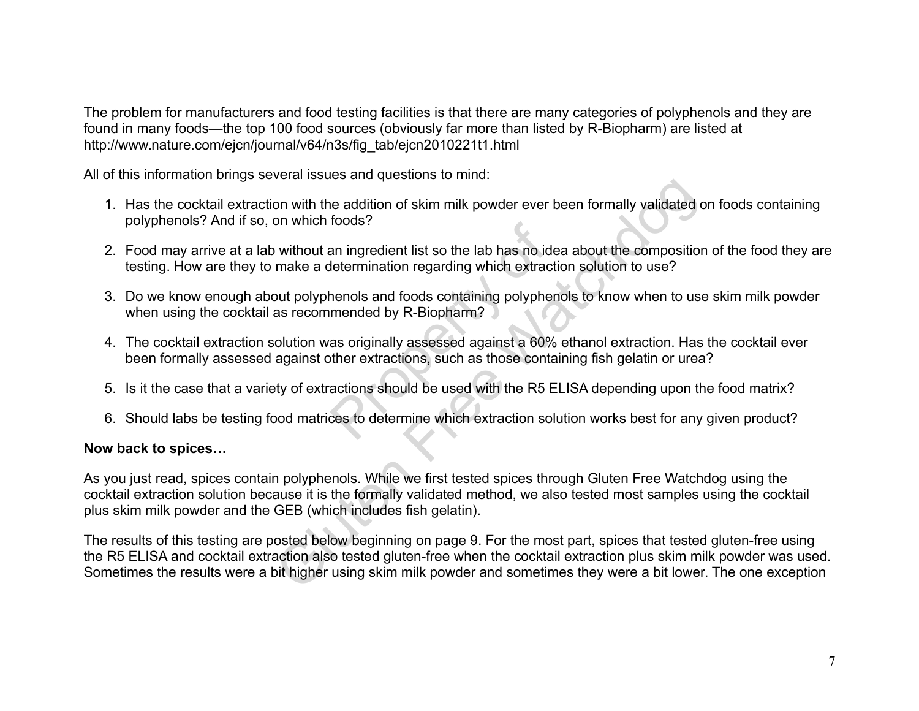The problem for manufacturers and food testing facilities is that there are many categories of polyphenols and they are found in many foods—the top 100 food sources (obviously far more than listed by R-Biopharm) are listed at http://www.nature.com/ejcn/journal/v64/n3s/fig_tab/ejcn2010221t1.html

All of this information brings several issues and questions to mind:

1. Has the cocktail extraction with the addition of skim milk powder ever been formally validated on foods containing polyphenols? And if so, on which foods?
2. Food may arrive at a lab without an ingredient list so the lab has no idea about the composition of the food they are testing. How are they to make a determination regarding which extraction solution to use?
3. Do we know enough about polyphenols and foods containing polyphenols to know when to use skim milk powder when using the cocktail as recommended by R-Biopharm?
4. The cocktail extraction solution was originally assessed against a 60% ethanol extraction. Has the cocktail ever been formally assessed against other extractions, such as those containing fish gelatin or urea?
5. Is it the case that a variety of extractions should be used with the R5 ELISA depending upon the food matrix?
6. Should labs be testing food matrices to determine which extraction solution works best for any given product?

**Now back to spices…**

As you just read, spices contain polyphenols. While we first tested spices through Gluten Free Watchdog using the cocktail extraction solution because it is the formally validated method, we also tested most samples using the cocktail plus skim milk powder and the GEB (which includes fish gelatin).

The results of this testing are posted below beginning on page 9. For the most part, spices that tested gluten-free using the R5 ELISA and cocktail extraction also tested gluten-free when the cocktail extraction plus skim milk powder was used. Sometimes the results were a bit higher using skim milk powder and sometimes they were a bit lower. The one exception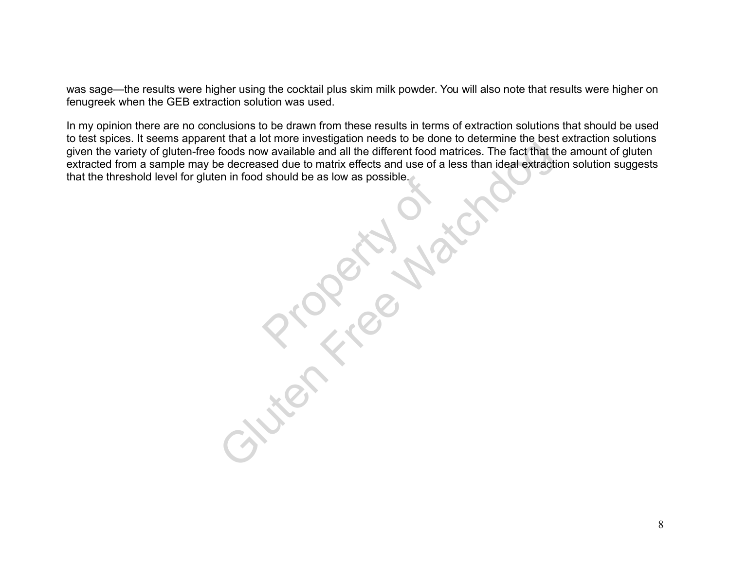was sage—the results were higher using the cocktail plus skim milk powder. You will also note that results were higher on fenugreek when the GEB extraction solution was used.

In my opinion there are no conclusions to be drawn from these results in terms of extraction solutions that should be used to test spices. It seems apparent that a lot more investigation needs to be done to determine the best extraction solutions given the variety of gluten-free foods now available and all the different food matrices. The fact that the amount of gluten extracted from a sample may be decreased due to matrix effects and use of a less than ideal extraction solution suggests that the threshold level for gluten in food should be as low as possible.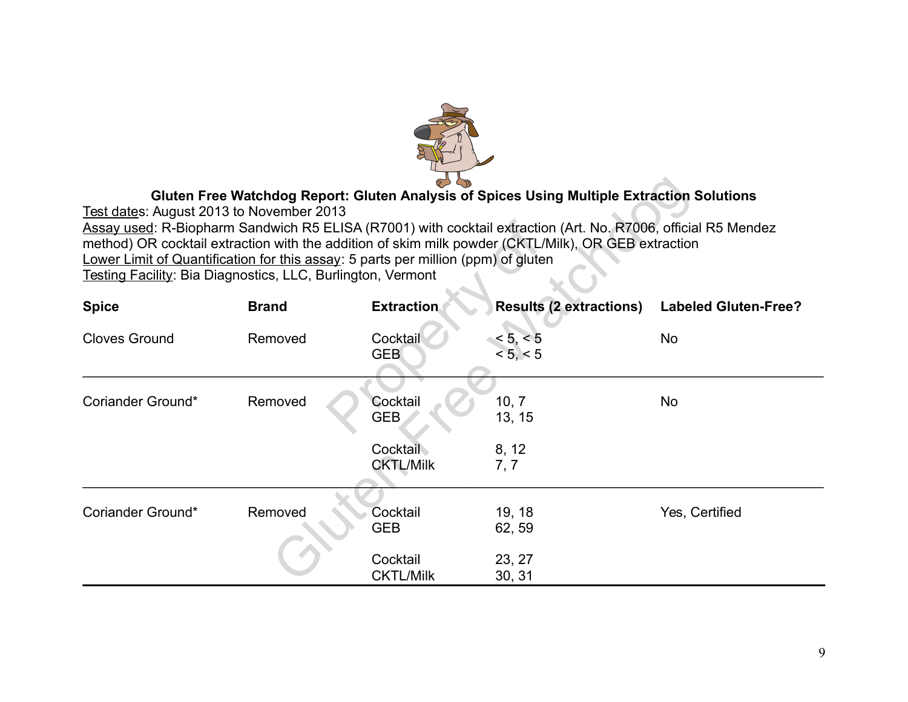**Gluten Free Watchdog Report: Gluten Analysis of Spices Using Multiple Extraction Solutions**

Test dates: August 2013 to November 2013

Assay used: R-Biopharm Sandwich R5 ELISA (R7001) with cocktail extraction (Art. No. R7006, official R5 Mendez method) OR cocktail extraction with the addition of skim milk powder (CKTL/Milk), OR GEB extraction

Lower Limit of Quantification for this assay: 5 parts per million (ppm) of gluten

Testing Facility: Bia Diagnostics, LLC, Burlington, Vermont

| Spice | Brand | Extraction | Results (2 extractions) | Labeled Gluten-Free? |
|---|---|---|---|---|
| Cloves Ground | Removed | Cocktail | < 5, < 5 | No |
| | | GEB | < 5, < 5 | |
| Coriander Ground* | Removed | Cocktail | 10, 7 | No |
| | | GEB | 13, 15 | |
| | | Cocktail | 8, 12 | |
| | | CKTL/Milk | 7, 7 | |
| Coriander Ground* | Removed | Cocktail | 19, 18 | Yes, Certified |
| | | GEB | 62, 59 | |
| | | Cocktail | 23, 27 | |
| | | CKTL/Milk | 30, 31 | |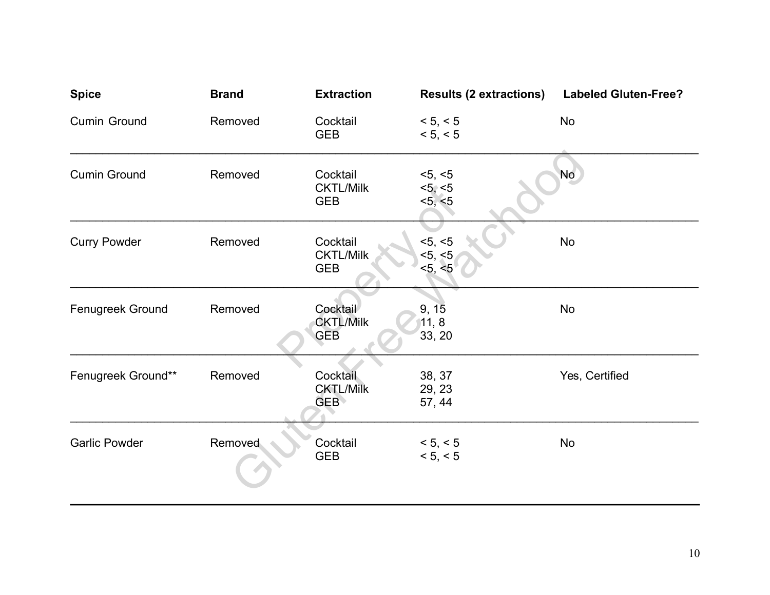| Spice | Brand | Extraction | Results (2 extractions) | Labeled Gluten-Free? |
|---|---|---|---|---|
| Cumin Ground | Removed | Cocktail<br>GEB | < 5, < 5<br>< 5, < 5 | No |
| Cumin Ground | Removed | Cocktail<br>CKTL/Milk<br>GEB | <5, <5<br><5, <5<br><5, <5 | No |
| Curry Powder | Removed | Cocktail<br>CKTL/Milk<br>GEB | <5, <5<br><5, <5<br><5, <5 | No |
| Fenugreek Ground | Removed | Cocktail<br>CKTL/Milk<br>GEB | 9, 15<br>11, 8<br>33, 20 | No |
| Fenugreek Ground** | Removed | Cocktail<br>CKTL/Milk<br>GEB | 38, 37<br>29, 23<br>57, 44 | Yes, Certified |
| Garlic Powder | Removed | Cocktail<br>GEB | < 5, < 5<br>< 5, < 5 | No |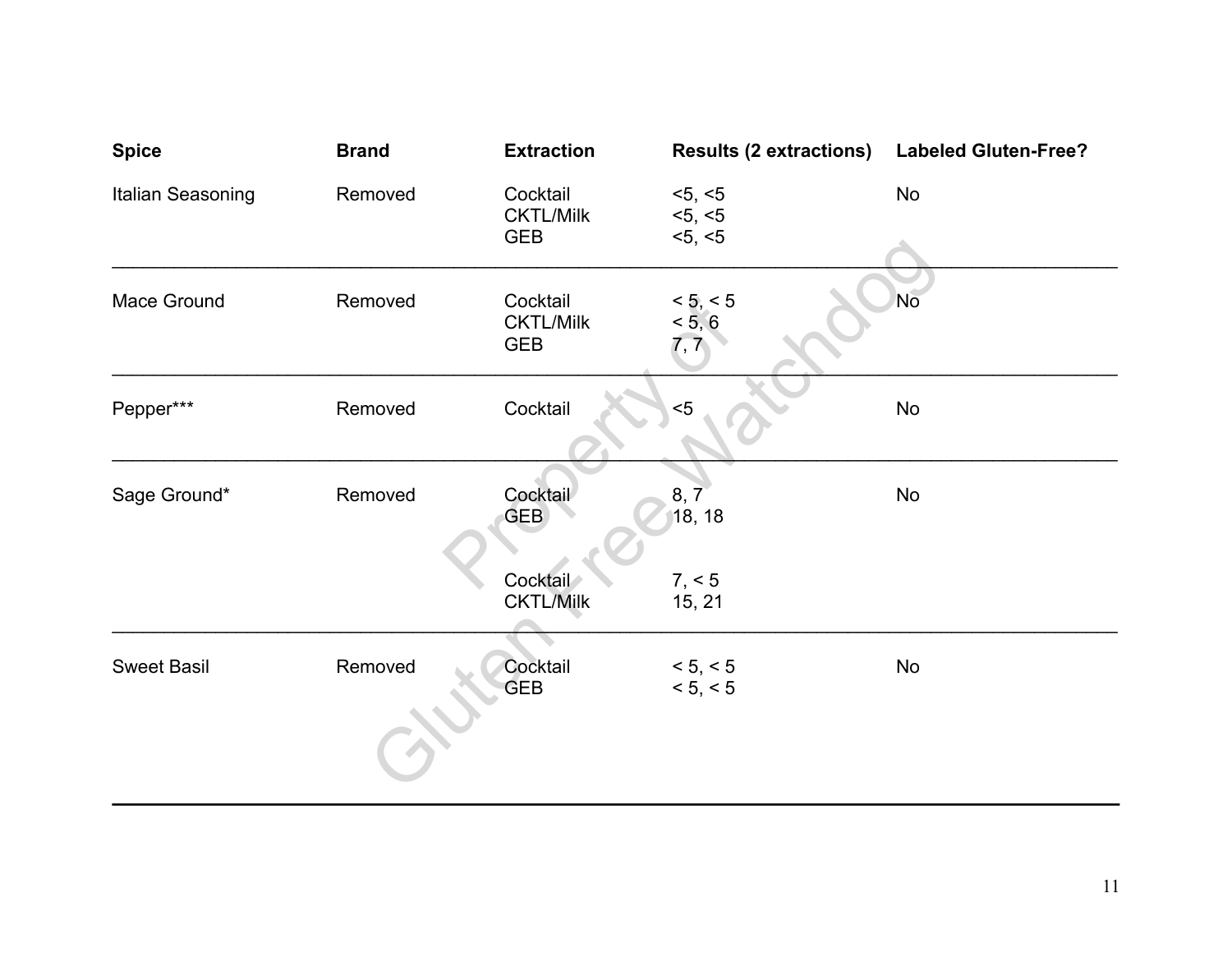| Spice | Brand | Extraction | Results (2 extractions) | Labeled Gluten-Free? |
| --- | --- | --- | --- | --- |
| Italian Seasoning | Removed | Cocktail | <5, <5 | No |
| | | CKTL/Milk | <5, <5 | |
| | | GEB | <5, <5 | |
| Mace Ground | Removed | Cocktail | < 5, < 5 | No |
| | | CKTL/Milk | < 5, 6 | |
| | | GEB | 7, 7 | |
| Pepper*** | Removed | Cocktail | <5 | No |
| Sage Ground* | Removed | Cocktail | 8, 7 | No |
| | | GEB | 18, 18 | |
| | | Cocktail | 7, < 5 | |
| | | CKTL/Milk | 15, 21 | |
| Sweet Basil | Removed | Cocktail | < 5, < 5 | No |
| | | GEB | < 5, < 5 | |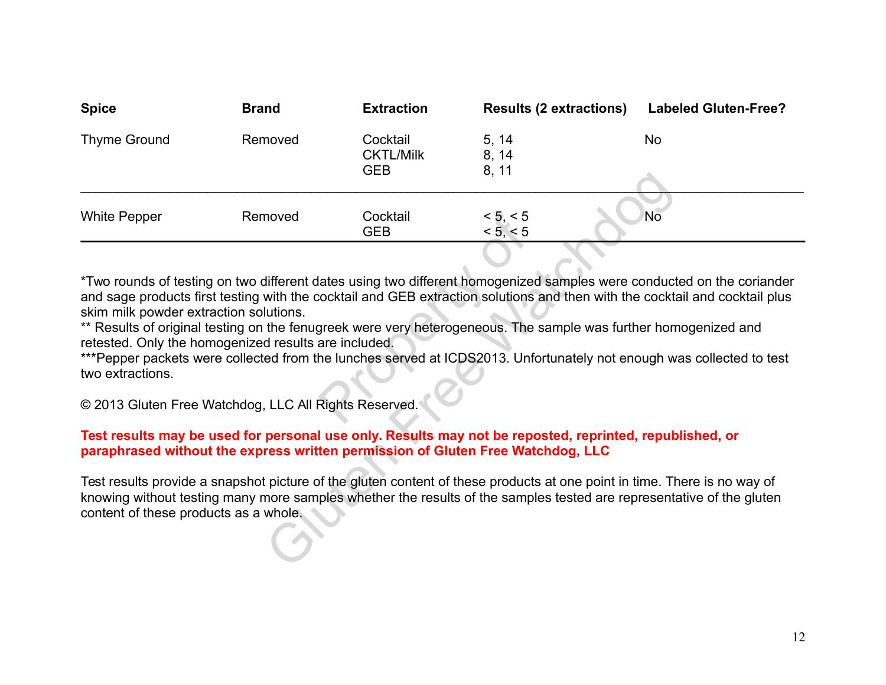| Spice | Brand | Extraction | Results (2 extractions) | Labeled Gluten-Free? |
|---|---|---|---|---|
| Thyme Ground | Removed | Cocktail<br>CKTL/Milk<br>GEB | 5, 14<br>8, 14<br>8, 11 | No |
| White Pepper | Removed | Cocktail<br>GEB | < 5, < 5<br>< 5, < 5 | No |

*Two rounds of testing on two different dates using two different homogenized samples were conducted on the coriander and sage products first testing with the cocktail and GEB extraction solutions and then with the cocktail and cocktail plus skim milk powder extraction solutions.
** Results of original testing on the fenugreek were very heterogeneous. The sample was further homogenized and retested. Only the homogenized results are included.
***Pepper packets were collected from the lunches served at ICDS2013. Unfortunately not enough was collected to test two extractions.

© 2013 Gluten Free Watchdog, LLC All Rights Reserved.

**Test results may be used for personal use only. Results may not be reposted, reprinted, republished, or paraphrased without the express written permission of Gluten Free Watchdog, LLC**

Test results provide a snapshot picture of the gluten content of these products at one point in time. There is no way of knowing without testing many more samples whether the results of the samples tested are representative of the gluten content of these products as a whole.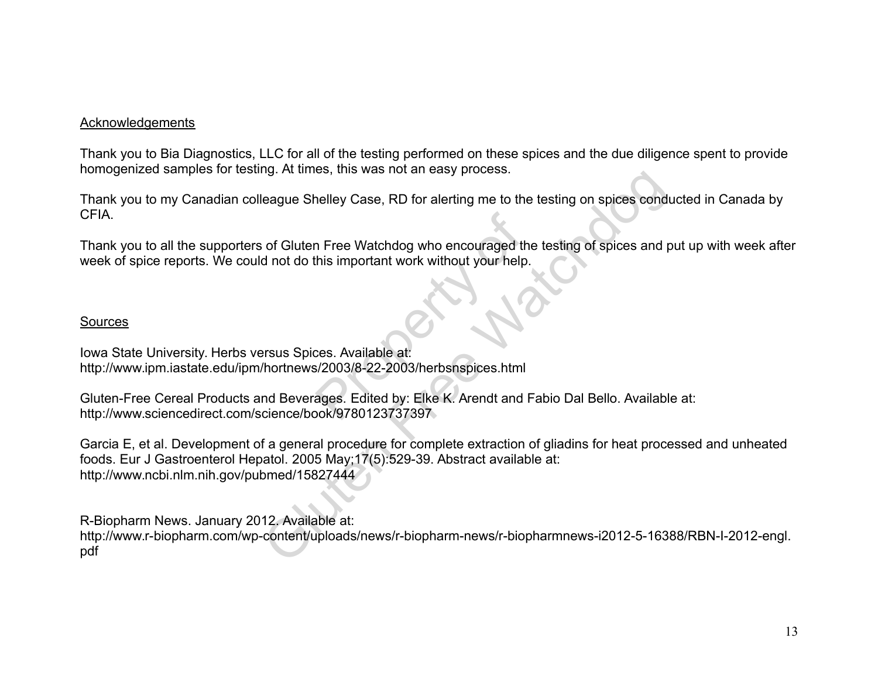Acknowledgements

Thank you to Bia Diagnostics, LLC for all of the testing performed on these spices and the due diligence spent to provide homogenized samples for testing. At times, this was not an easy process.

Thank you to my Canadian colleague Shelley Case, RD for alerting me to the testing on spices conducted in Canada by CFIA.

Thank you to all the supporters of Gluten Free Watchdog who encouraged the testing of spices and put up with week after week of spice reports. We could not do this important work without your help.

Sources

Iowa State University. Herbs versus Spices. Available at:
http://www.ipm.iastate.edu/ipm/hortnews/2003/8-22-2003/herbsnspices.html

Gluten-Free Cereal Products and Beverages. Edited by: Elke K. Arendt and Fabio Dal Bello. Available at:
http://www.sciencedirect.com/science/book/9780123737397

Garcia E, et al. Development of a general procedure for complete extraction of gliadins for heat processed and unheated foods. Eur J Gastroenterol Hepatol. 2005 May;17(5):529-39. Abstract available at:
http://www.ncbi.nlm.nih.gov/pubmed/15827444

R-Biopharm News. January 2012. Available at:
http://www.r-biopharm.com/wp-content/uploads/news/r-biopharm-news/r-biopharmnews-i2012-5-16388/RBN-I-2012-engl.pdf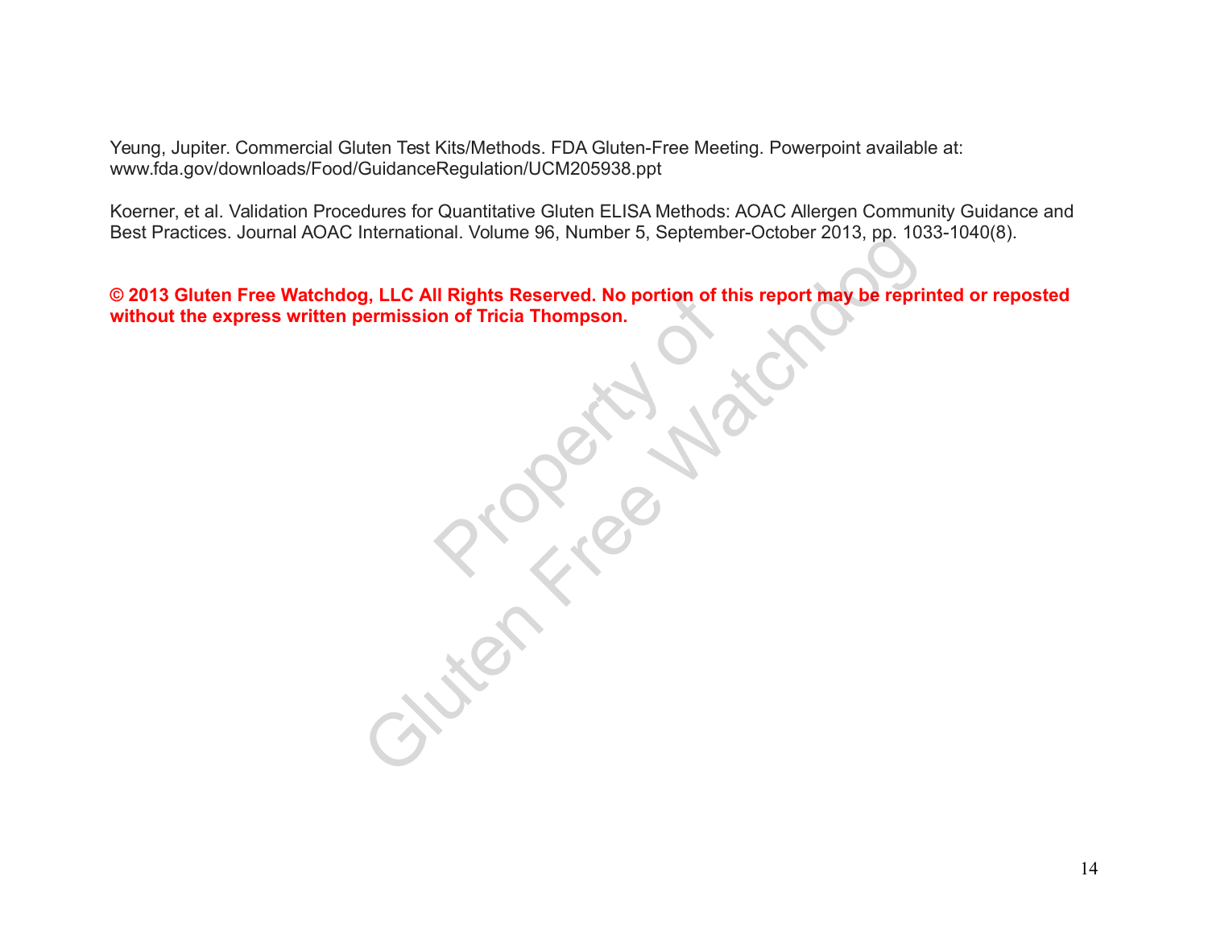Yeung, Jupiter. Commercial Gluten Test Kits/Methods. FDA Gluten-Free Meeting. Powerpoint available at: www.fda.gov/downloads/Food/GuidanceRegulation/UCM205938.ppt

Koerner, et al. Validation Procedures for Quantitative Gluten ELISA Methods: AOAC Allergen Community Guidance and Best Practices. Journal AOAC International. Volume 96, Number 5, September-October 2013, pp. 1033-1040(8).

**© 2013 Gluten Free Watchdog, LLC All Rights Reserved. No portion of this report may be reprinted or reposted without the express written permission of Tricia Thompson.**